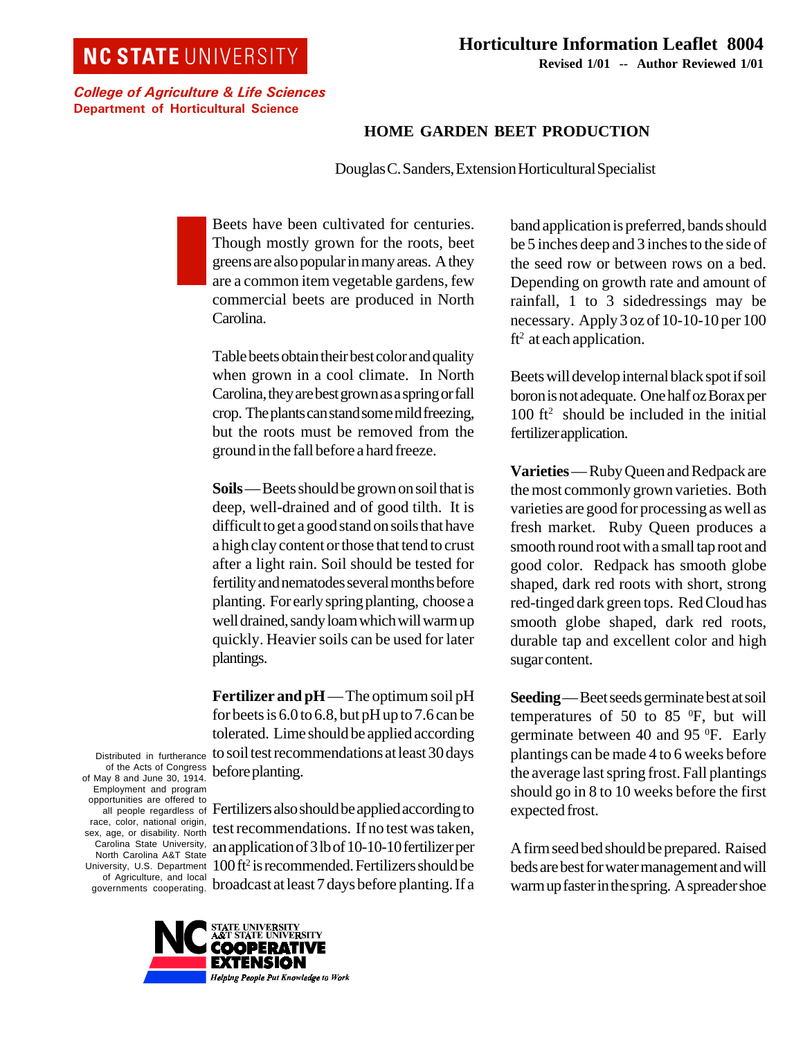NC STATE UNIVERSITY

*College of Agriculture & Life Sciences*
**Department of Horticultural Science**

**Horticulture Information Leaflet 8004**
**Revised 1/01 -- Author Reviewed 1/01**

# HOME GARDEN BEET PRODUCTION

Douglas C. Sanders, Extension Horticultural Specialist

Beets have been cultivated for centuries. Though mostly grown for the roots, beet greens are also popular in many areas. A they are a common item vegetable gardens, few commercial beets are produced in North Carolina.

Table beets obtain their best color and quality when grown in a cool climate. In North Carolina, they are best grown as a spring or fall crop. The plants can stand some mild freezing, but the roots must be removed from the ground in the fall before a hard freeze.

**Soils** — Beets should be grown on soil that is deep, well-drained and of good tilth. It is difficult to get a good stand on soils that have a high clay content or those that tend to crust after a light rain. Soil should be tested for fertility and nematodes several months before planting. For early spring planting, choose a well drained, sandy loam which will warm up quickly. Heavier soils can be used for later plantings.

**Fertilizer and pH** — The optimum soil pH for beets is 6.0 to 6.8, but pH up to 7.6 can be tolerated. Lime should be applied according to soil test recommendations at least 30 days before planting.

Fertilizers also should be applied according to test recommendations. If no test was taken, an application of 3 lb of 10-10-10 fertilizer per 100 ft$^2$ is recommended. Fertilizers should be broadcast at least 7 days before planting. If a band application is preferred, bands should be 5 inches deep and 3 inches to the side of the seed row or between rows on a bed. Depending on growth rate and amount of rainfall, 1 to 3 sidedressings may be necessary. Apply 3 oz of 10-10-10 per 100 ft$^2$ at each application.

Beets will develop internal black spot if soil boron is not adequate. One half oz Borax per 100 ft$^2$ should be included in the initial fertilizer application.

**Varieties** — Ruby Queen and Redpack are the most commonly grown varieties. Both varieties are good for processing as well as fresh market. Ruby Queen produces a smooth round root with a small tap root and good color. Redpack has smooth globe shaped, dark red roots with short, strong red-tinged dark green tops. Red Cloud has smooth globe shaped, dark red roots, durable tap and excellent color and high sugar content.

**Seeding** — Beet seeds germinate best at soil temperatures of 50 to 85 $^0$F, but will germinate between 40 and 95 $^0$F. Early plantings can be made 4 to 6 weeks before the average last spring frost. Fall plantings should go in 8 to 10 weeks before the first expected frost.

A firm seed bed should be prepared. Raised beds are best for water management and will warm up faster in the spring. A spreader shoe

Distributed in furtherance of the Acts of Congress of May 8 and June 30, 1914. Employment and program opportunities are offered to all people regardless of race, color, national origin, sex, age, or disability. North Carolina State University, North Carolina A&T State University, U.S. Department of Agriculture, and local governments cooperating.

NC STATE UNIVERSITY A&T STATE UNIVERSITY COOPERATIVE EXTENSION — Helping People Put Knowledge to Work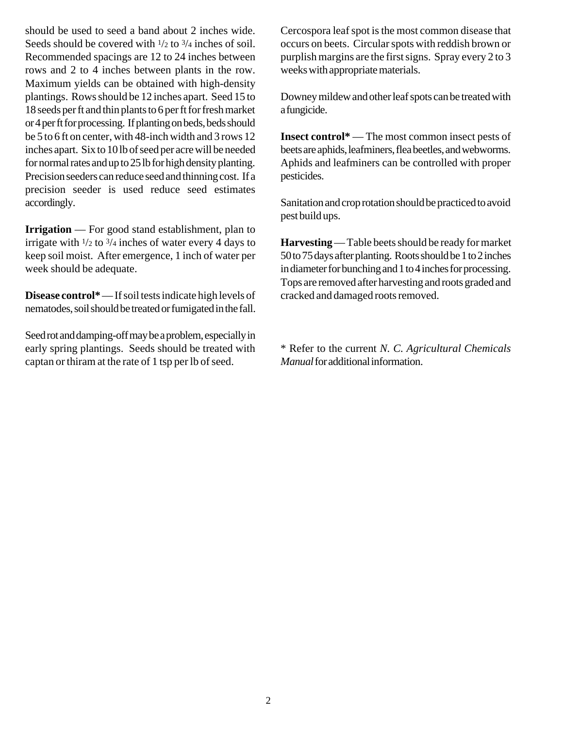should be used to seed a band about 2 inches wide. Seeds should be covered with 1/2 to 3/4 inches of soil. Recommended spacings are 12 to 24 inches between rows and 2 to 4 inches between plants in the row. Maximum yields can be obtained with high-density plantings. Rows should be 12 inches apart. Seed 15 to 18 seeds per ft and thin plants to 6 per ft for fresh market or 4 per ft for processing. If planting on beds, beds should be 5 to 6 ft on center, with 48-inch width and 3 rows 12 inches apart. Six to 10 lb of seed per acre will be needed for normal rates and up to 25 lb for high density planting. Precision seeders can reduce seed and thinning cost. If a precision seeder is used reduce seed estimates accordingly.

**Irrigation** — For good stand establishment, plan to irrigate with 1/2 to 3/4 inches of water every 4 days to keep soil moist. After emergence, 1 inch of water per week should be adequate.

**Disease control*** — If soil tests indicate high levels of nematodes, soil should be treated or fumigated in the fall.

Seed rot and damping-off may be a problem, especially in early spring plantings. Seeds should be treated with captan or thiram at the rate of 1 tsp per lb of seed.

Cercospora leaf spot is the most common disease that occurs on beets. Circular spots with reddish brown or purplish margins are the first signs. Spray every 2 to 3 weeks with appropriate materials.

Downey mildew and other leaf spots can be treated with a fungicide.

**Insect control*** — The most common insect pests of beets are aphids, leafminers, flea beetles, and webworms. Aphids and leafminers can be controlled with proper pesticides.

Sanitation and crop rotation should be practiced to avoid pest build ups.

**Harvesting** — Table beets should be ready for market 50 to 75 days after planting. Roots should be 1 to 2 inches in diameter for bunching and 1 to 4 inches for processing. Tops are removed after harvesting and roots graded and cracked and damaged roots removed.

* Refer to the current *N. C. Agricultural Chemicals Manual* for additional information.